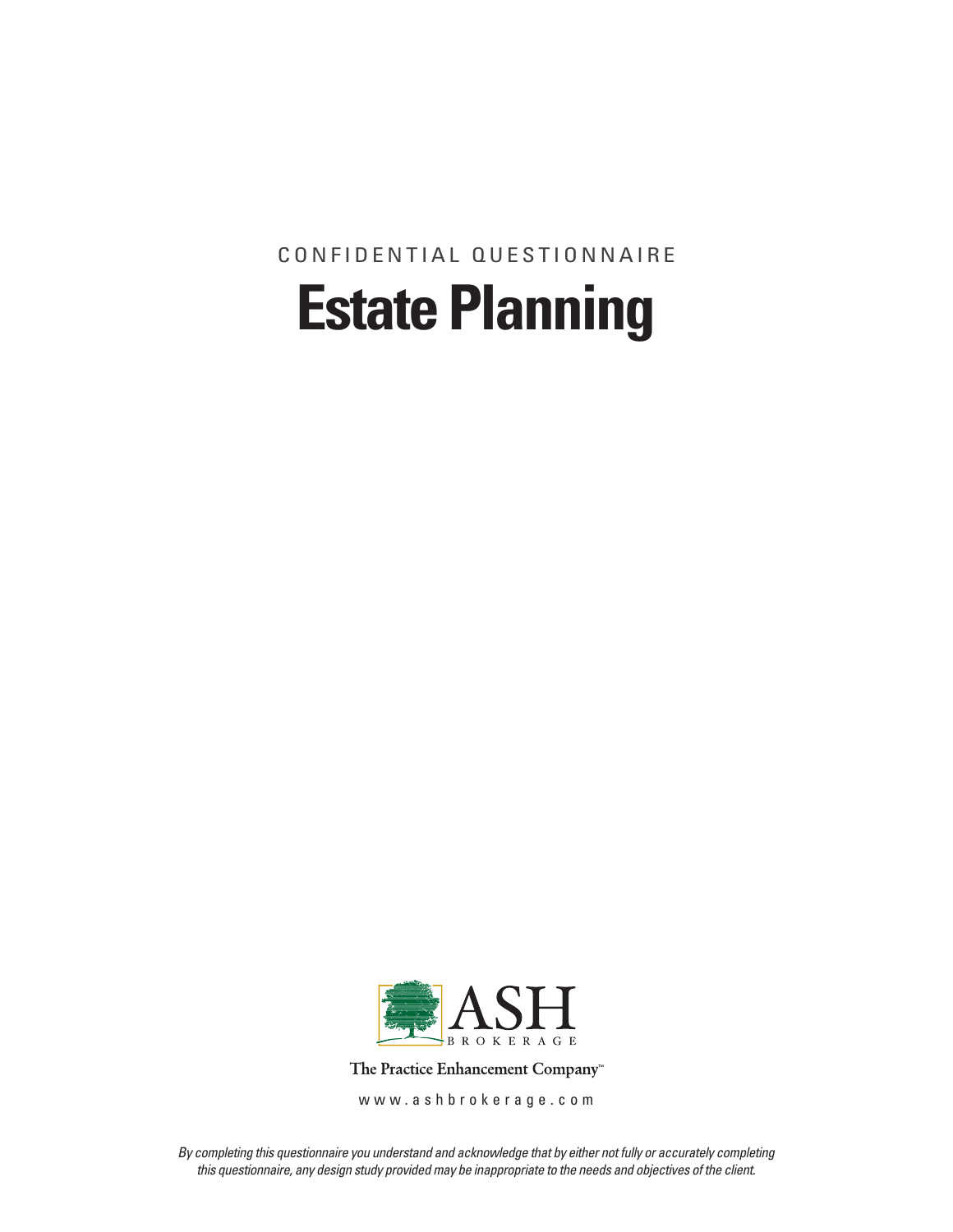CONFIDENTIAL QUESTIONNAIRE

# Estate Planning

ASH BROKERAGE

The Practice Enhancement Company™

www.ashbrokerage.com

*By completing this questionnaire you understand and acknowledge that by either not fully or accurately completing this questionnaire, any design study provided may be inappropriate to the needs and objectives of the client.*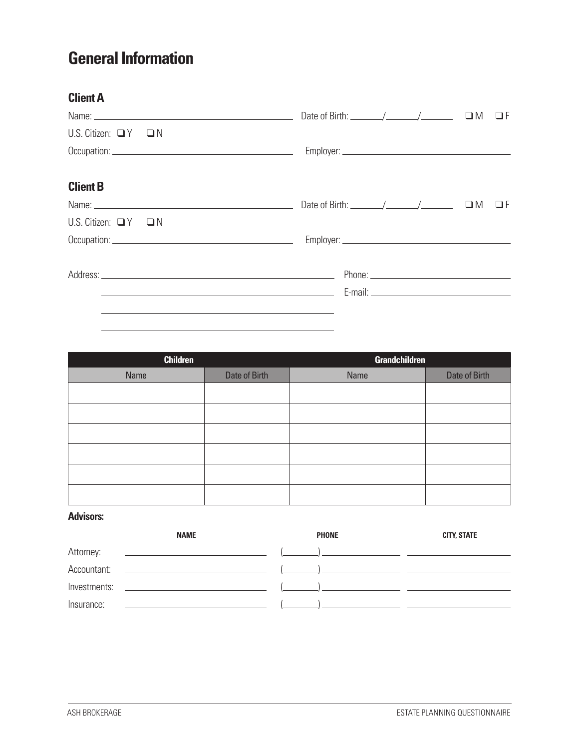# General Information

## Client A

Name: ______________________ Date of Birth: ____/____/____ ❑ M ❑ F

U.S. Citizen: ❑ Y ❑ N

Occupation: ______________________ Employer: ______________________

## Client B

Name: ______________________ Date of Birth: ____/____/____ ❑ M ❑ F

U.S. Citizen: ❑ Y ❑ N

Occupation: ______________________ Employer: ______________________

Address: ______________________ Phone: ______________________

______________________ E-mail: ______________________

______________________

______________________

| Children | | Grandchildren | |
|---|---|---|---|
| Name | Date of Birth | Name | Date of Birth |
| | | | |
| | | | |
| | | | |
| | | | |
| | | | |
| | | | |

**Advisors:**

| | NAME | PHONE | CITY, STATE |
|---|---|---|---|
| Attorney: | | (   ) | |
| Accountant: | | (   ) | |
| Investments: | | (   ) | |
| Insurance: | | (   ) | |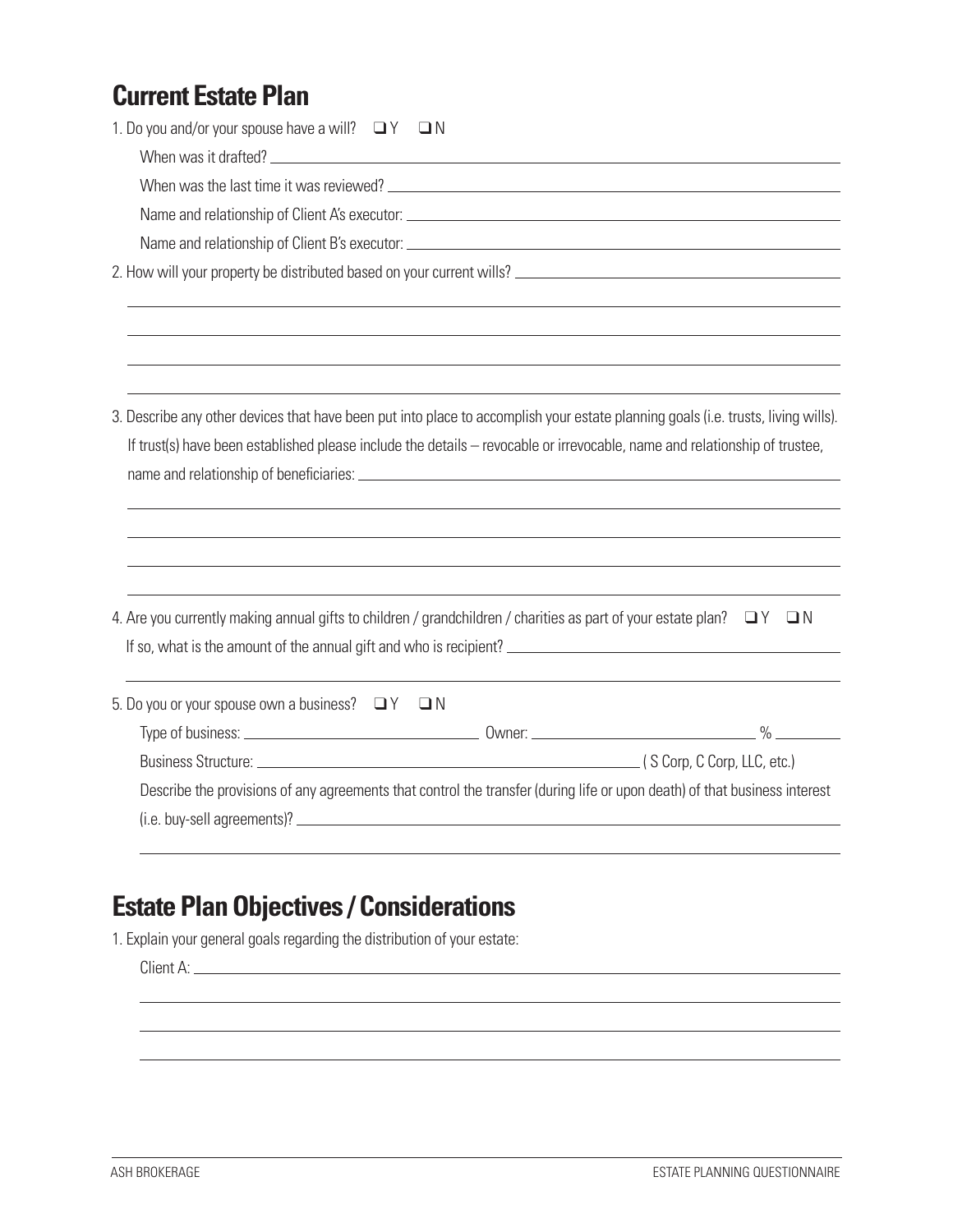## Current Estate Plan

1. Do you and/or your spouse have a will? ❑ Y ❑ N

   When was it drafted? \_\_\_\_\_\_\_\_\_\_\_\_\_\_\_\_\_\_\_\_

   When was the last time it was reviewed? \_\_\_\_\_\_\_\_\_\_\_\_\_\_\_\_\_\_\_\_

   Name and relationship of Client A's executor: \_\_\_\_\_\_\_\_\_\_\_\_\_\_\_\_\_\_\_\_

   Name and relationship of Client B's executor: \_\_\_\_\_\_\_\_\_\_\_\_\_\_\_\_\_\_\_\_

2. How will your property be distributed based on your current wills? \_\_\_\_\_\_\_\_\_\_\_\_\_\_\_\_\_\_\_\_

3. Describe any other devices that have been put into place to accomplish your estate planning goals (i.e. trusts, living wills). If trust(s) have been established please include the details – revocable or irrevocable, name and relationship of trustee, name and relationship of beneficiaries: \_\_\_\_\_\_\_\_\_\_\_\_\_\_\_\_\_\_\_\_

4. Are you currently making annual gifts to children / grandchildren / charities as part of your estate plan? ❑ Y ❑ N

   If so, what is the amount of the annual gift and who is recipient? \_\_\_\_\_\_\_\_\_\_\_\_\_\_\_\_\_\_\_\_

5. Do you or your spouse own a business? ❑ Y ❑ N

   Type of business: \_\_\_\_\_\_\_\_\_\_ Owner: \_\_\_\_\_\_\_\_\_\_ % \_\_\_\_\_

   Business Structure: \_\_\_\_\_\_\_\_\_\_\_\_\_\_\_\_\_\_\_\_ ( S Corp, C Corp, LLC, etc.)

   Describe the provisions of any agreements that control the transfer (during life or upon death) of that business interest (i.e. buy-sell agreements)? \_\_\_\_\_\_\_\_\_\_\_\_\_\_\_\_\_\_\_\_

## Estate Plan Objectives / Considerations

1. Explain your general goals regarding the distribution of your estate:

   Client A: \_\_\_\_\_\_\_\_\_\_\_\_\_\_\_\_\_\_\_\_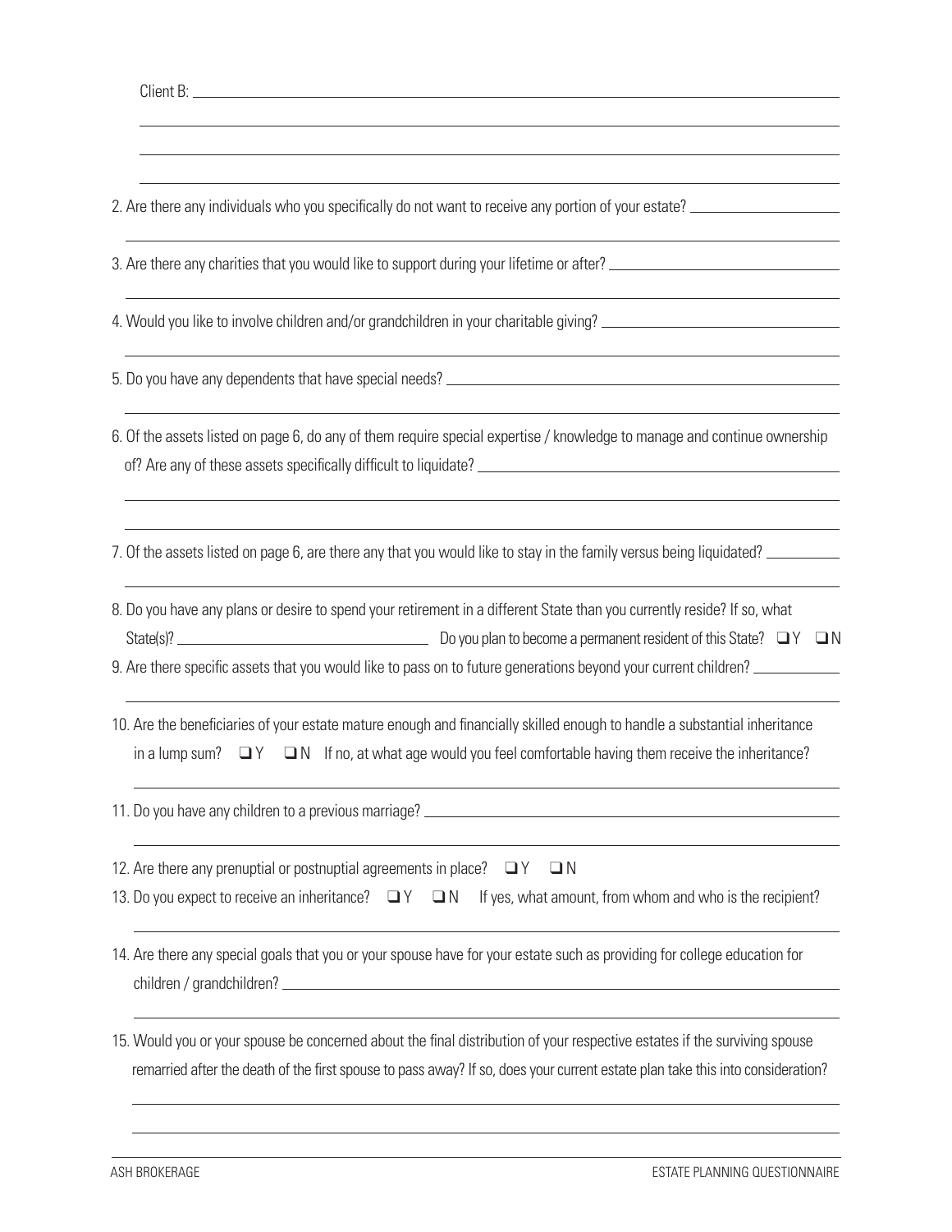Client B: \_\_\_\_\_\_\_\_\_\_\_\_\_\_\_\_\_\_\_\_\_\_\_\_\_\_\_\_\_\_\_\_\_\_\_\_\_\_\_\_

2. Are there any individuals who you specifically do not want to receive any portion of your estate?

3. Are there any charities that you would like to support during your lifetime or after?

4. Would you like to involve children and/or grandchildren in your charitable giving?

5. Do you have any dependents that have special needs?

6. Of the assets listed on page 6, do any of them require special expertise / knowledge to manage and continue ownership of? Are any of these assets specifically difficult to liquidate?

7. Of the assets listed on page 6, are there any that you would like to stay in the family versus being liquidated?

8. Do you have any plans or desire to spend your retirement in a different State than you currently reside? If so, what State(s)? \_\_\_\_\_\_\_\_\_\_ Do you plan to become a permanent resident of this State? ❑ Y ❑ N

9. Are there specific assets that you would like to pass on to future generations beyond your current children?

10. Are the beneficiaries of your estate mature enough and financially skilled enough to handle a substantial inheritance in a lump sum? ❑ Y ❑ N If no, at what age would you feel comfortable having them receive the inheritance?

11. Do you have any children to a previous marriage?

12. Are there any prenuptial or postnuptial agreements in place? ❑ Y ❑ N

13. Do you expect to receive an inheritance? ❑ Y ❑ N If yes, what amount, from whom and who is the recipient?

14. Are there any special goals that you or your spouse have for your estate such as providing for college education for children / grandchildren?

15. Would you or your spouse be concerned about the final distribution of your respective estates if the surviving spouse remarried after the death of the first spouse to pass away? If so, does your current estate plan take this into consideration?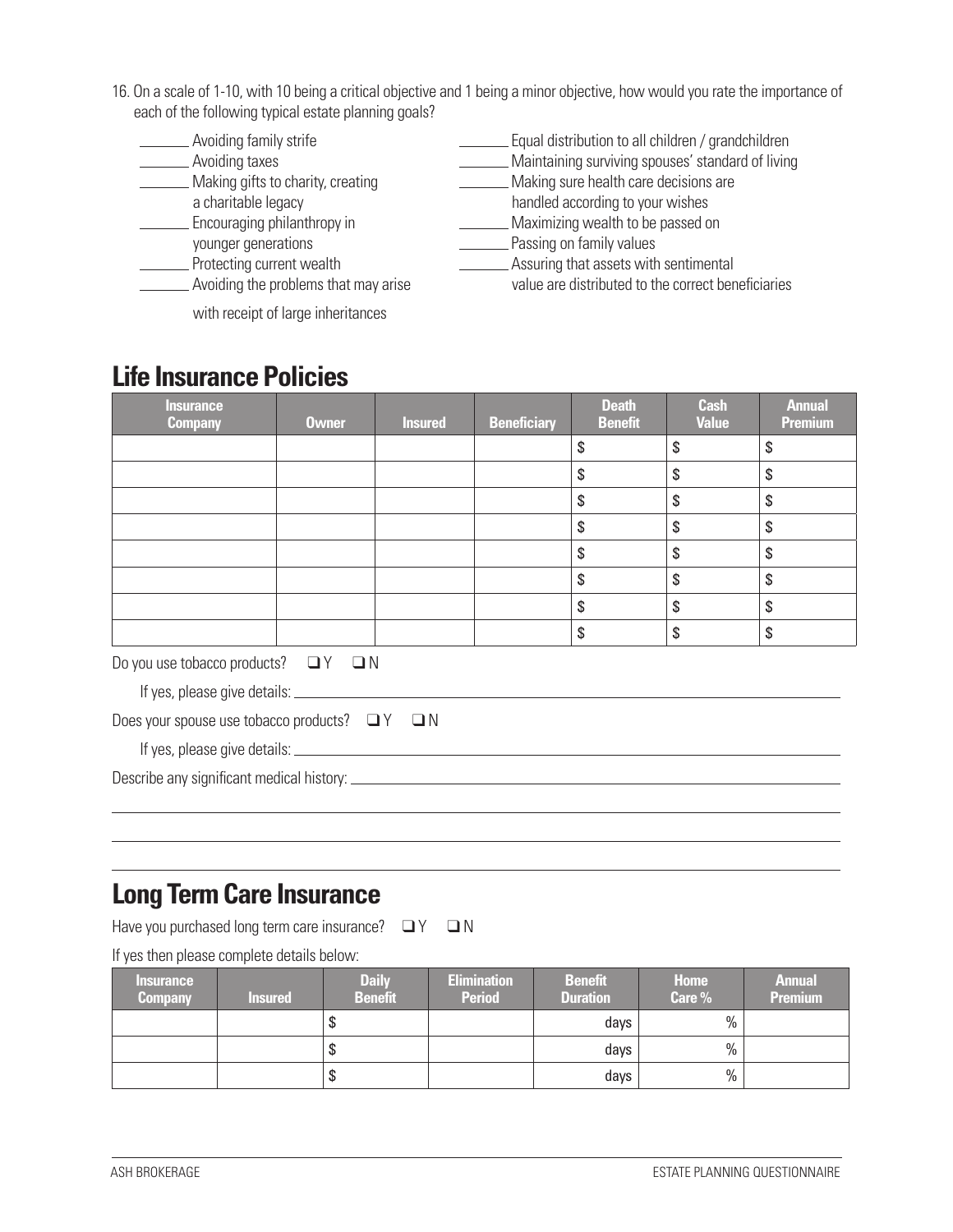16. On a scale of 1-10, with 10 being a critical objective and 1 being a minor objective, how would you rate the importance of each of the following typical estate planning goals?

_______ Avoiding family strife
_______ Avoiding taxes
_______ Making gifts to charity, creating a charitable legacy
_______ Encouraging philanthropy in younger generations
_______ Protecting current wealth
_______ Avoiding the problems that may arise with receipt of large inheritances
_______ Equal distribution to all children / grandchildren
_______ Maintaining surviving spouses' standard of living
_______ Making sure health care decisions are handled according to your wishes
_______ Maximizing wealth to be passed on
_______ Passing on family values
_______ Assuring that assets with sentimental value are distributed to the correct beneficiaries

## Life Insurance Policies

| Insurance Company | Owner | Insured | Beneficiary | Death Benefit | Cash Value | Annual Premium |
|---|---|---|---|---|---|---|
| | | | | $ | $ | $ |
| | | | | $ | $ | $ |
| | | | | $ | $ | $ |
| | | | | $ | $ | $ |
| | | | | $ | $ | $ |
| | | | | $ | $ | $ |
| | | | | $ | $ | $ |
| | | | | $ | $ | $ |

Do you use tobacco products? ❑ Y ❑ N

If yes, please give details: ______________________________

Does your spouse use tobacco products? ❑ Y ❑ N

If yes, please give details: ______________________________

Describe any significant medical history: ______________________________

______________________________

______________________________

______________________________

## Long Term Care Insurance

Have you purchased long term care insurance? ❑ Y ❑ N

If yes then please complete details below:

| Insurance Company | Insured | Daily Benefit | Elimination Period | Benefit Duration | Home Care % | Annual Premium |
|---|---|---|---|---|---|---|
| | | $ | | days | % | |
| | | $ | | days | % | |
| | | $ | | days | % | |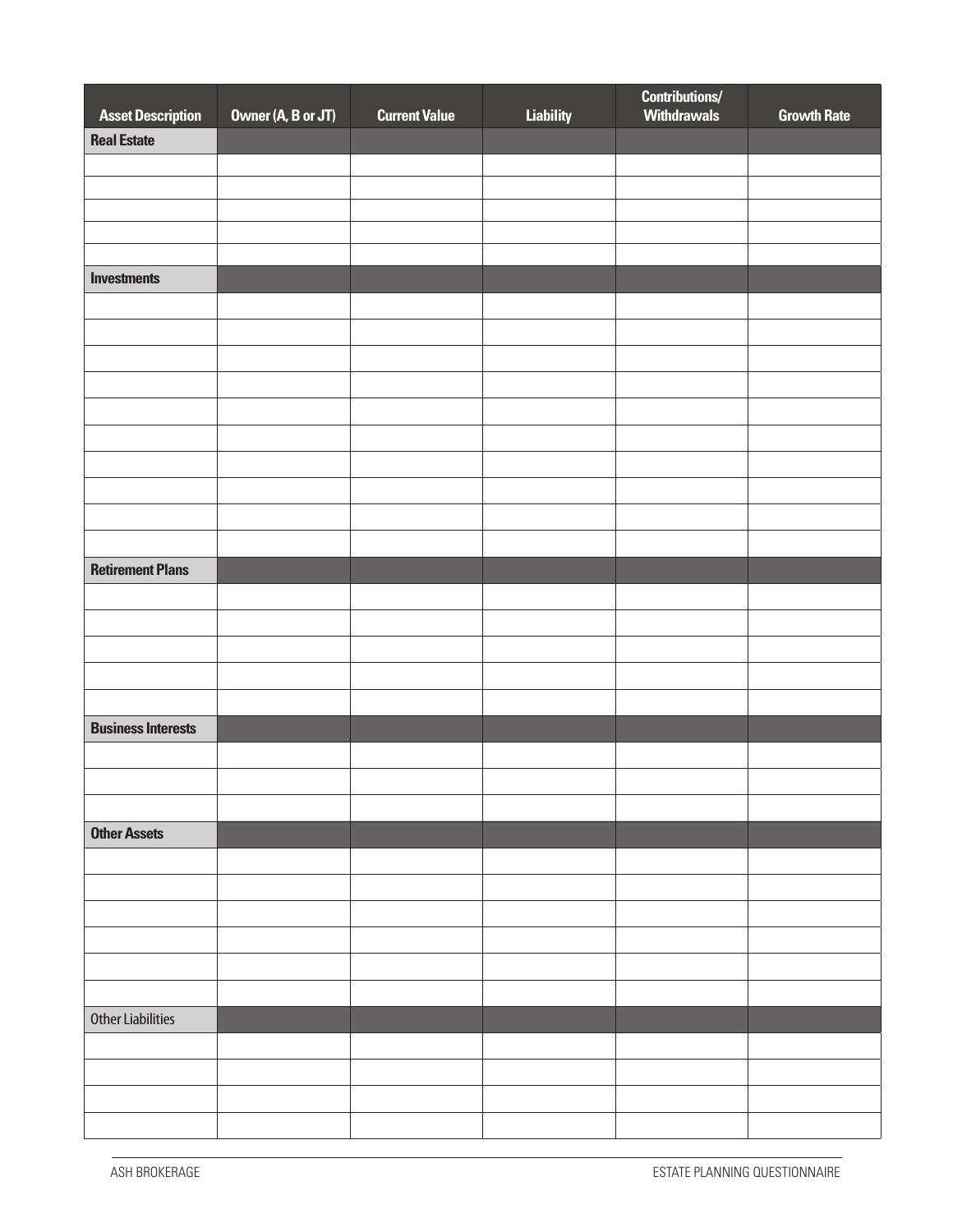| Asset Description | Owner (A, B or JT) | Current Value | Liability | Contributions/ Withdrawals | Growth Rate |
|---|---|---|---|---|---|
| **Real Estate** | | | | | |
| | | | | | |
| | | | | | |
| | | | | | |
| | | | | | |
| | | | | | |
| **Investments** | | | | | |
| | | | | | |
| | | | | | |
| | | | | | |
| | | | | | |
| | | | | | |
| | | | | | |
| | | | | | |
| | | | | | |
| | | | | | |
| | | | | | |
| **Retirement Plans** | | | | | |
| | | | | | |
| | | | | | |
| | | | | | |
| | | | | | |
| | | | | | |
| **Business Interests** | | | | | |
| | | | | | |
| | | | | | |
| | | | | | |
| **Other Assets** | | | | | |
| | | | | | |
| | | | | | |
| | | | | | |
| | | | | | |
| | | | | | |
| | | | | | |
| Other Liabilities | | | | | |
| | | | | | |
| | | | | | |
| | | | | | |
| | | | | | |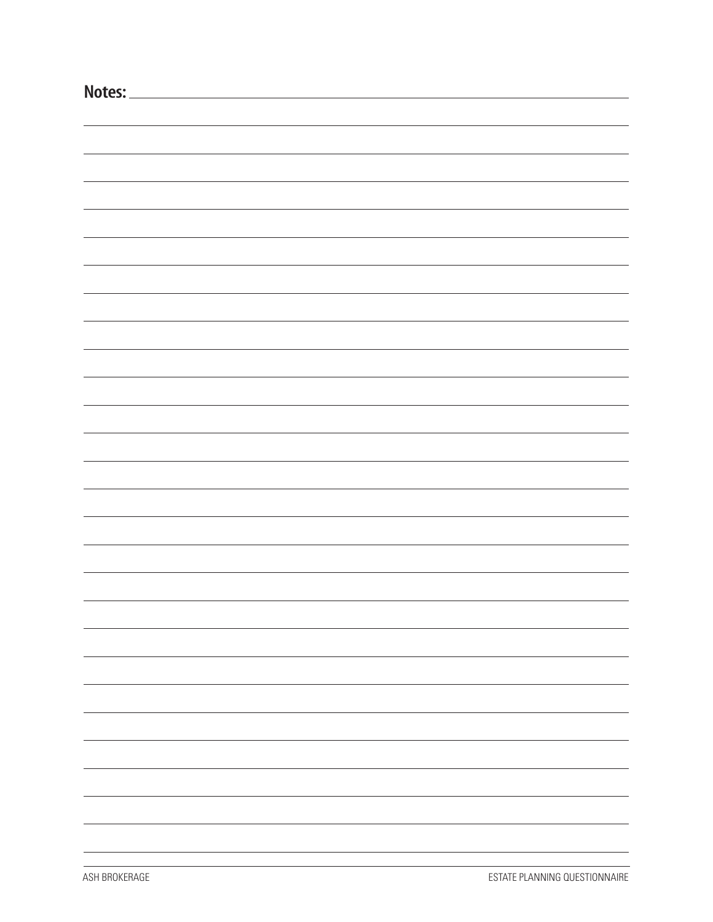**Notes:**